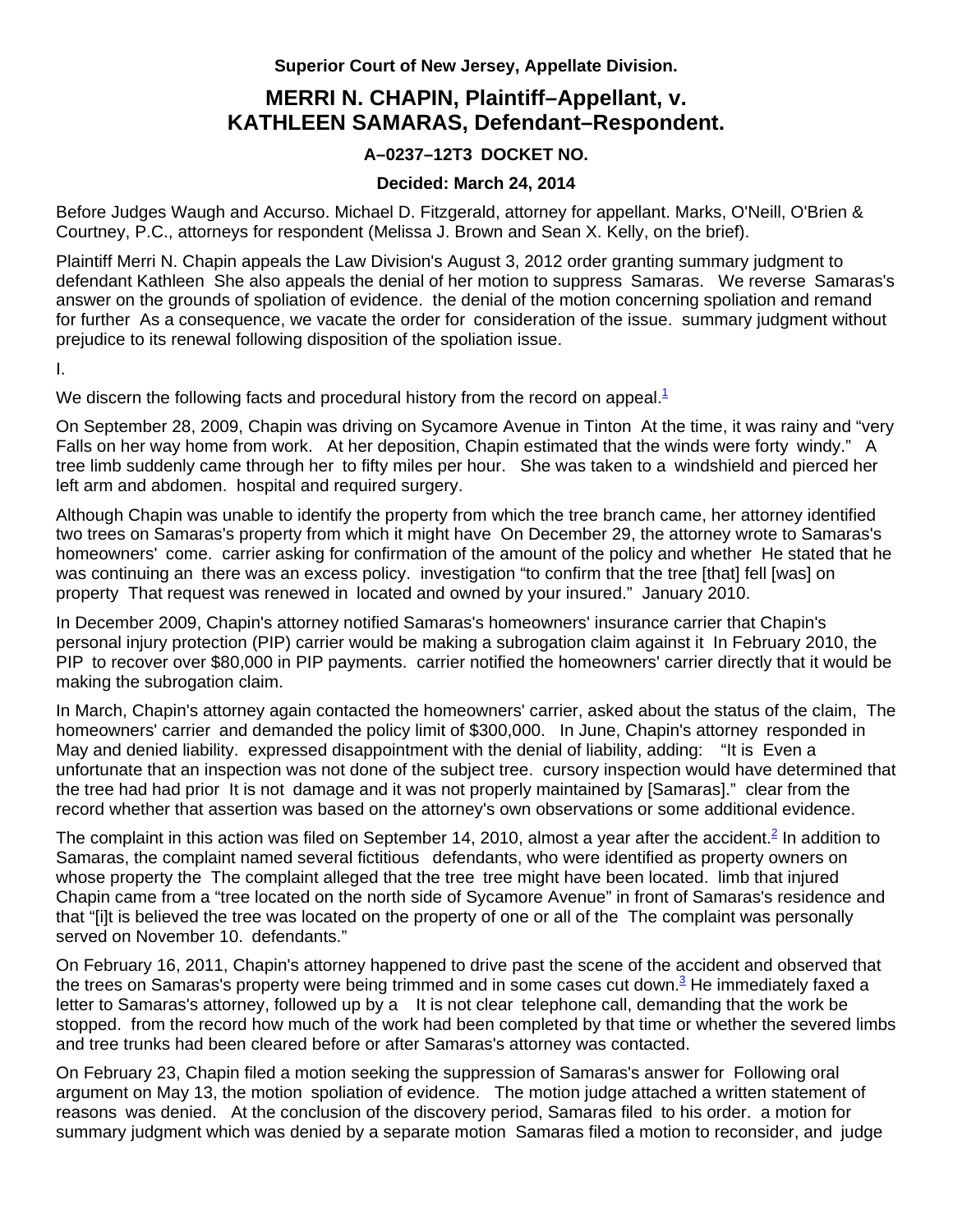**Superior Court of New Jersey, Appellate Division.**

# MERRI N. CHAPIN, Plaintiff–Appellant, v. KATHLEEN SAMARAS, Defendant–Respondent.

**A–0237–12T3 DOCKET NO.**

**Decided: March 24, 2014**

Before Judges Waugh and Accurso. Michael D. Fitzgerald, attorney for appellant. Marks, O'Neill, O'Brien & Courtney, P.C., attorneys for respondent (Melissa J. Brown and Sean X. Kelly, on the brief).

Plaintiff Merri N. Chapin appeals the Law Division's August 3, 2012 order granting summary judgment to defendant Kathleen She also appeals the denial of her motion to suppress Samaras. We reverse Samaras's answer on the grounds of spoliation of evidence. the denial of the motion concerning spoliation and remand for further As a consequence, we vacate the order for consideration of the issue. summary judgment without prejudice to its renewal following disposition of the spoliation issue.

I.

We discern the following facts and procedural history from the record on appeal.[1]

On September 28, 2009, Chapin was driving on Sycamore Avenue in Tinton At the time, it was rainy and "very Falls on her way home from work. At her deposition, Chapin estimated that the winds were forty windy." A tree limb suddenly came through her to fifty miles per hour. She was taken to a windshield and pierced her left arm and abdomen. hospital and required surgery.

Although Chapin was unable to identify the property from which the tree branch came, her attorney identified two trees on Samaras's property from which it might have On December 29, the attorney wrote to Samaras's homeowners' come. carrier asking for confirmation of the amount of the policy and whether He stated that he was continuing an there was an excess policy. investigation "to confirm that the tree [that] fell [was] on property That request was renewed in located and owned by your insured." January 2010.

In December 2009, Chapin's attorney notified Samaras's homeowners' insurance carrier that Chapin's personal injury protection (PIP) carrier would be making a subrogation claim against it In February 2010, the PIP to recover over $80,000 in PIP payments. carrier notified the homeowners' carrier directly that it would be making the subrogation claim.

In March, Chapin's attorney again contacted the homeowners' carrier, asked about the status of the claim, The homeowners' carrier and demanded the policy limit of $300,000. In June, Chapin's attorney responded in May and denied liability. expressed disappointment with the denial of liability, adding: "It is Even a unfortunate that an inspection was not done of the subject tree. cursory inspection would have determined that the tree had had prior It is not damage and it was not properly maintained by [Samaras]." clear from the record whether that assertion was based on the attorney's own observations or some additional evidence.

The complaint in this action was filed on September 14, 2010, almost a year after the accident.[2] In addition to Samaras, the complaint named several fictitious defendants, who were identified as property owners on whose property the The complaint alleged that the tree tree might have been located. limb that injured Chapin came from a "tree located on the north side of Sycamore Avenue" in front of Samaras's residence and that "[i]t is believed the tree was located on the property of one or all of the The complaint was personally served on November 10. defendants."

On February 16, 2011, Chapin's attorney happened to drive past the scene of the accident and observed that the trees on Samaras's property were being trimmed and in some cases cut down.[3] He immediately faxed a letter to Samaras's attorney, followed up by a It is not clear telephone call, demanding that the work be stopped. from the record how much of the work had been completed by that time or whether the severed limbs and tree trunks had been cleared before or after Samaras's attorney was contacted.

On February 23, Chapin filed a motion seeking the suppression of Samaras's answer for Following oral argument on May 13, the motion spoliation of evidence. The motion judge attached a written statement of reasons was denied. At the conclusion of the discovery period, Samaras filed to his order. a motion for summary judgment which was denied by a separate motion Samaras filed a motion to reconsider, and judge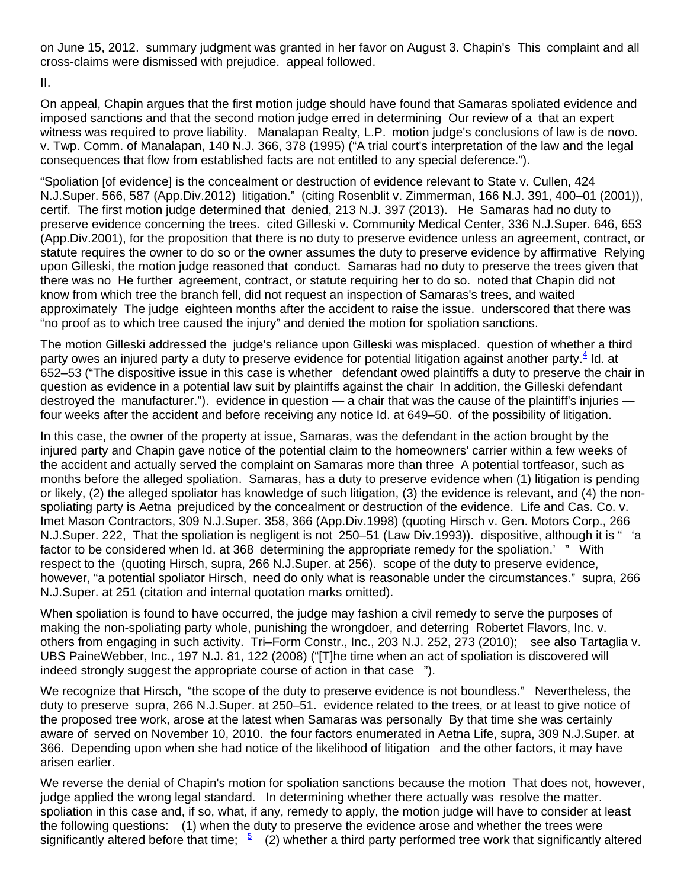on June 15, 2012. summary judgment was granted in her favor on August 3. Chapin's complaint and all cross-claims were dismissed with prejudice. This appeal followed.

II.

On appeal, Chapin argues that the first motion judge should have found that Samaras spoliated evidence and imposed sanctions and that the second motion judge erred in determining that an expert witness was required to prove liability. Our review of a motion judge's conclusions of law is de novo. Manalapan Realty, L.P. v. Twp. Comm. of Manalapan, 140 N.J. 366, 378 (1995) ("A trial court's interpretation of the law and the legal consequences that flow from established facts are not entitled to any special deference.").

"Spoliation [of evidence] is the concealment or destruction of evidence relevant to litigation." State v. Cullen, 424 N.J.Super. 566, 587 (App.Div.2012) (citing Rosenblit v. Zimmerman, 166 N.J. 391, 400–01 (2001)), certif. denied, 213 N.J. 397 (2013). The first motion judge determined that Samaras had no duty to preserve evidence concerning the trees. He cited Gilleski v. Community Medical Center, 336 N.J.Super. 646, 653 (App.Div.2001), for the proposition that there is no duty to preserve evidence unless an agreement, contract, or statute requires the owner to do so or the owner assumes the duty to preserve evidence by affirmative conduct. Relying upon Gilleski, the motion judge reasoned that Samaras had no duty to preserve the trees given that there was no agreement, contract, or statute requiring her to do so. He further noted that Chapin did not know from which tree the branch fell, did not request an inspection of Samaras's trees, and waited approximately eighteen months after the accident to raise the issue. The judge underscored that there was "no proof as to which tree caused the injury" and denied the motion for spoliation sanctions.

The motion judge's reliance upon Gilleski was misplaced. Gilleski addressed the question of whether a third party owes an injured party a duty to preserve evidence for potential litigation against another party.[4] Id. at 652–53 ("The dispositive issue in this case is whether defendant owed plaintiffs a duty to preserve the chair in question as evidence in a potential law suit by plaintiffs against the chair manufacturer."). In addition, the Gilleski defendant destroyed the evidence in question — a chair that was the cause of the plaintiff's injuries — four weeks after the accident and before receiving any notice of the possibility of litigation. Id. at 649–50.

In this case, the owner of the property at issue, Samaras, was the defendant in the action brought by the injured party and Chapin gave notice of the potential claim to the homeowners' carrier within a few weeks of the accident and actually served the complaint on Samaras more than three months before the alleged spoliation. A potential tortfeasor, such as Samaras, has a duty to preserve evidence when (1) litigation is pending or likely, (2) the alleged spoliator has knowledge of such litigation, (3) the evidence is relevant, and (4) the non-spoliating party is prejudiced by the concealment or destruction of the evidence. Aetna Life and Cas. Co. v. Imet Mason Contractors, 309 N.J.Super. 358, 366 (App.Div.1998) (quoting Hirsch v. Gen. Motors Corp., 266 N.J.Super. 222, 250–51 (Law Div.1993)). That the spoliation is negligent is not dispositive, although it is " 'a factor to be considered when determining the appropriate remedy for the spoliation.' " Id. at 368 (quoting Hirsch, supra, 266 N.J.Super. at 256). With respect to the scope of the duty to preserve evidence, however, "a potential spoliator need do only what is reasonable under the circumstances." Hirsch, supra, 266 N.J.Super. at 251 (citation and internal quotation marks omitted).

When spoliation is found to have occurred, the judge may fashion a civil remedy to serve the purposes of making the non-spoliating party whole, punishing the wrongdoer, and deterring others from engaging in such activity. Robertet Flavors, Inc. v. Tri–Form Constr., Inc., 203 N.J. 252, 273 (2010); see also Tartaglia v. UBS PaineWebber, Inc., 197 N.J. 81, 122 (2008) ("[T]he time when an act of spoliation is discovered will indeed strongly suggest the appropriate course of action in that case").

We recognize that "the scope of the duty to preserve evidence is not boundless." Hirsch, supra, 266 N.J.Super. at 250–51. Nevertheless, the duty to preserve evidence related to the trees, or at least to give notice of the proposed tree work, arose at the latest when Samaras was personally served on November 10, 2010. By that time she was certainly aware of the four factors enumerated in Aetna Life, supra, 309 N.J.Super. at 366. Depending upon when she had notice of the likelihood of litigation and the other factors, it may have arisen earlier.

We reverse the denial of Chapin's motion for spoliation sanctions because the motion judge applied the wrong legal standard. That does not, however, resolve the matter. In determining whether there actually was spoliation in this case and, if so, what, if any, remedy to apply, the motion judge will have to consider at least the following questions: (1) when the duty to preserve the evidence arose and whether the trees were significantly altered before that time; [5] (2) whether a third party performed tree work that significantly altered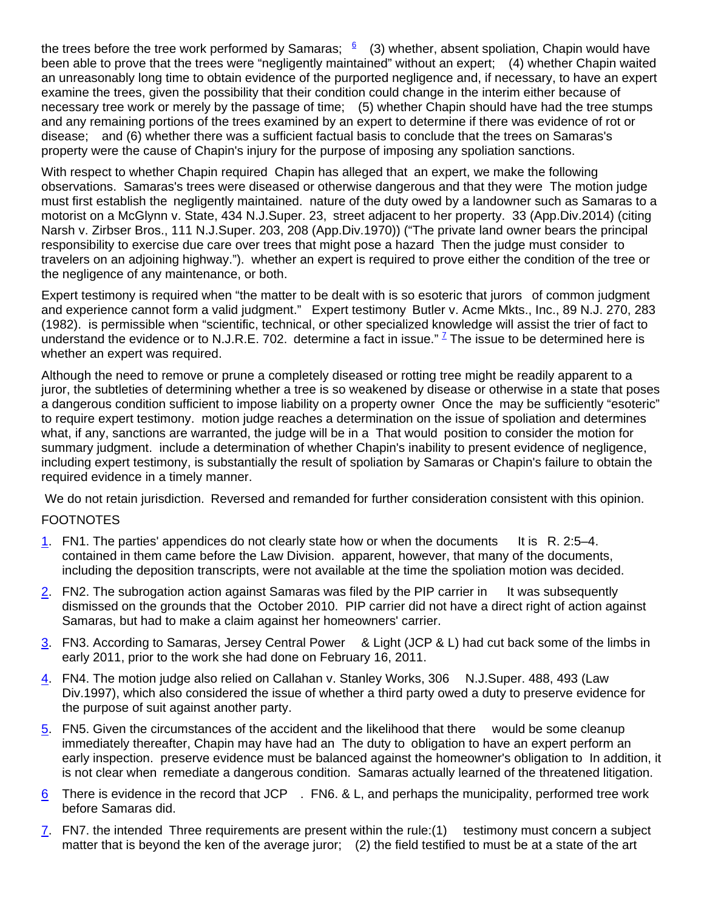the trees before the tree work performed by Samaras; [6] (3) whether, absent spoliation, Chapin would have been able to prove that the trees were "negligently maintained" without an expert; (4) whether Chapin waited an unreasonably long time to obtain evidence of the purported negligence and, if necessary, to have an expert examine the trees, given the possibility that their condition could change in the interim either because of necessary tree work or merely by the passage of time; (5) whether Chapin should have had the tree stumps and any remaining portions of the trees examined by an expert to determine if there was evidence of rot or disease; and (6) whether there was a sufficient factual basis to conclude that the trees on Samaras's property were the cause of Chapin's injury for the purpose of imposing any spoliation sanctions.

With respect to whether Chapin required Chapin has alleged that an expert, we make the following observations. Samaras's trees were diseased or otherwise dangerous and that they were The motion judge must first establish the negligently maintained. nature of the duty owed by a landowner such as Samaras to a motorist on a McGlynn v. State, 434 N.J.Super. 23, street adjacent to her property. 33 (App.Div.2014) (citing Narsh v. Zirbser Bros., 111 N.J.Super. 203, 208 (App.Div.1970)) ("The private land owner bears the principal responsibility to exercise due care over trees that might pose a hazard Then the judge must consider to travelers on an adjoining highway."). whether an expert is required to prove either the condition of the tree or the negligence of any maintenance, or both.

Expert testimony is required when "the matter to be dealt with is so esoteric that jurors of common judgment and experience cannot form a valid judgment." Expert testimony Butler v. Acme Mkts., Inc., 89 N.J. 270, 283 (1982). is permissible when "scientific, technical, or other specialized knowledge will assist the trier of fact to understand the evidence or to N.J.R.E. 702. determine a fact in issue." [7] The issue to be determined here is whether an expert was required.

Although the need to remove or prune a completely diseased or rotting tree might be readily apparent to a juror, the subtleties of determining whether a tree is so weakened by disease or otherwise in a state that poses a dangerous condition sufficient to impose liability on a property owner Once the may be sufficiently "esoteric" to require expert testimony. motion judge reaches a determination on the issue of spoliation and determines what, if any, sanctions are warranted, the judge will be in a That would position to consider the motion for summary judgment. include a determination of whether Chapin's inability to present evidence of negligence, including expert testimony, is substantially the result of spoliation by Samaras or Chapin's failure to obtain the required evidence in a timely manner.

We do not retain jurisdiction. Reversed and remanded for further consideration consistent with this opinion.

FOOTNOTES

1. FN1. The parties' appendices do not clearly state how or when the documents It is R. 2:5–4. contained in them came before the Law Division. apparent, however, that many of the documents, including the deposition transcripts, were not available at the time the spoliation motion was decided.
2. FN2. The subrogation action against Samaras was filed by the PIP carrier in It was subsequently dismissed on the grounds that the October 2010. PIP carrier did not have a direct right of action against Samaras, but had to make a claim against her homeowners' carrier.
3. FN3. According to Samaras, Jersey Central Power & Light (JCP & L) had cut back some of the limbs in early 2011, prior to the work she had done on February 16, 2011.
4. FN4. The motion judge also relied on Callahan v. Stanley Works, 306 N.J.Super. 488, 493 (Law Div.1997), which also considered the issue of whether a third party owed a duty to preserve evidence for the purpose of suit against another party.
5. FN5. Given the circumstances of the accident and the likelihood that there would be some cleanup immediately thereafter, Chapin may have had an The duty to obligation to have an expert perform an early inspection. preserve evidence must be balanced against the homeowner's obligation to In addition, it is not clear when remediate a dangerous condition. Samaras actually learned of the threatened litigation.
6. There is evidence in the record that JCP . FN6. & L, and perhaps the municipality, performed tree work before Samaras did.
7. FN7. the intended Three requirements are present within the rule:(1) testimony must concern a subject matter that is beyond the ken of the average juror; (2) the field testified to must be at a state of the art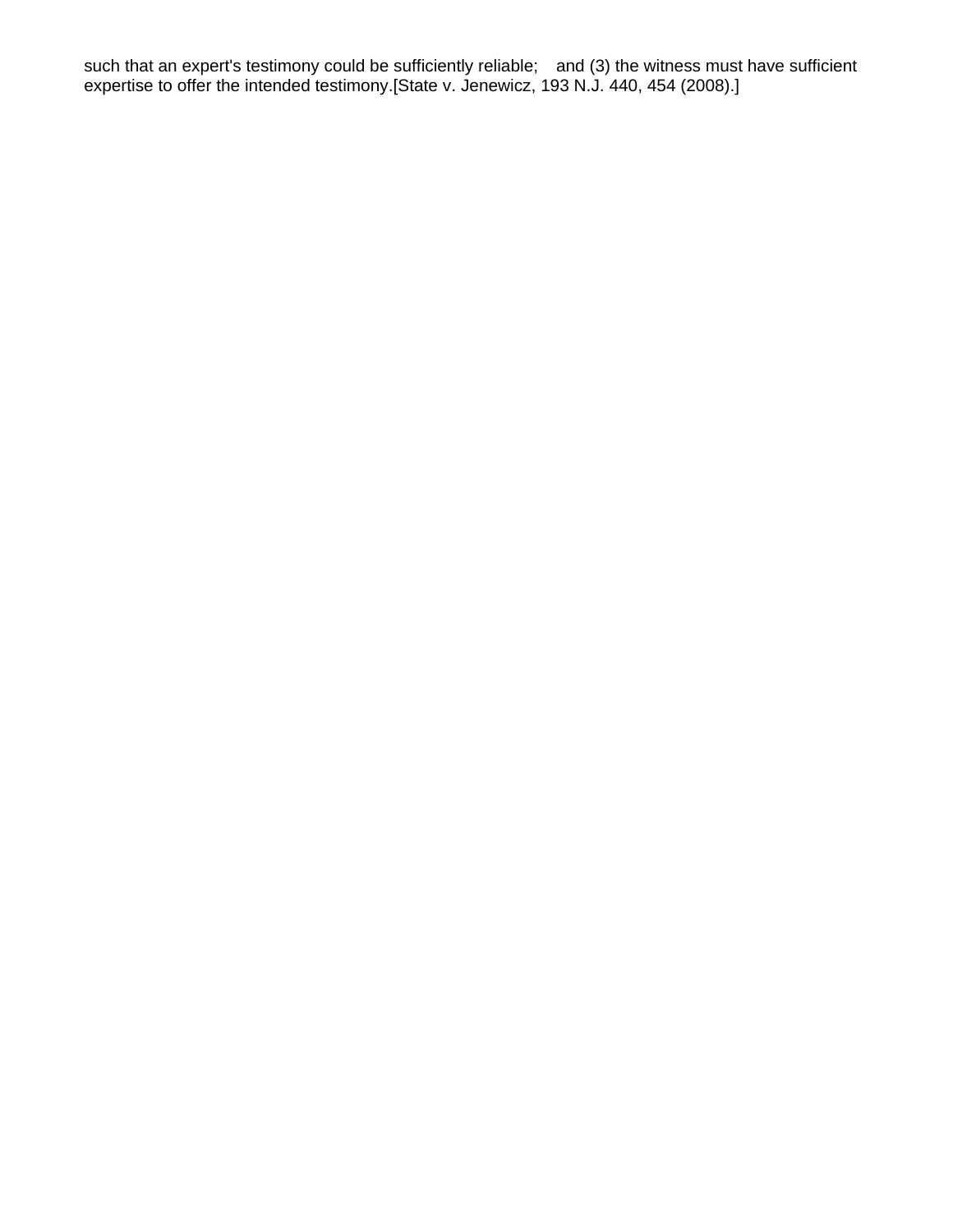such that an expert's testimony could be sufficiently reliable; and (3) the witness must have sufficient expertise to offer the intended testimony.[State v. Jenewicz, 193 N.J. 440, 454 (2008).]